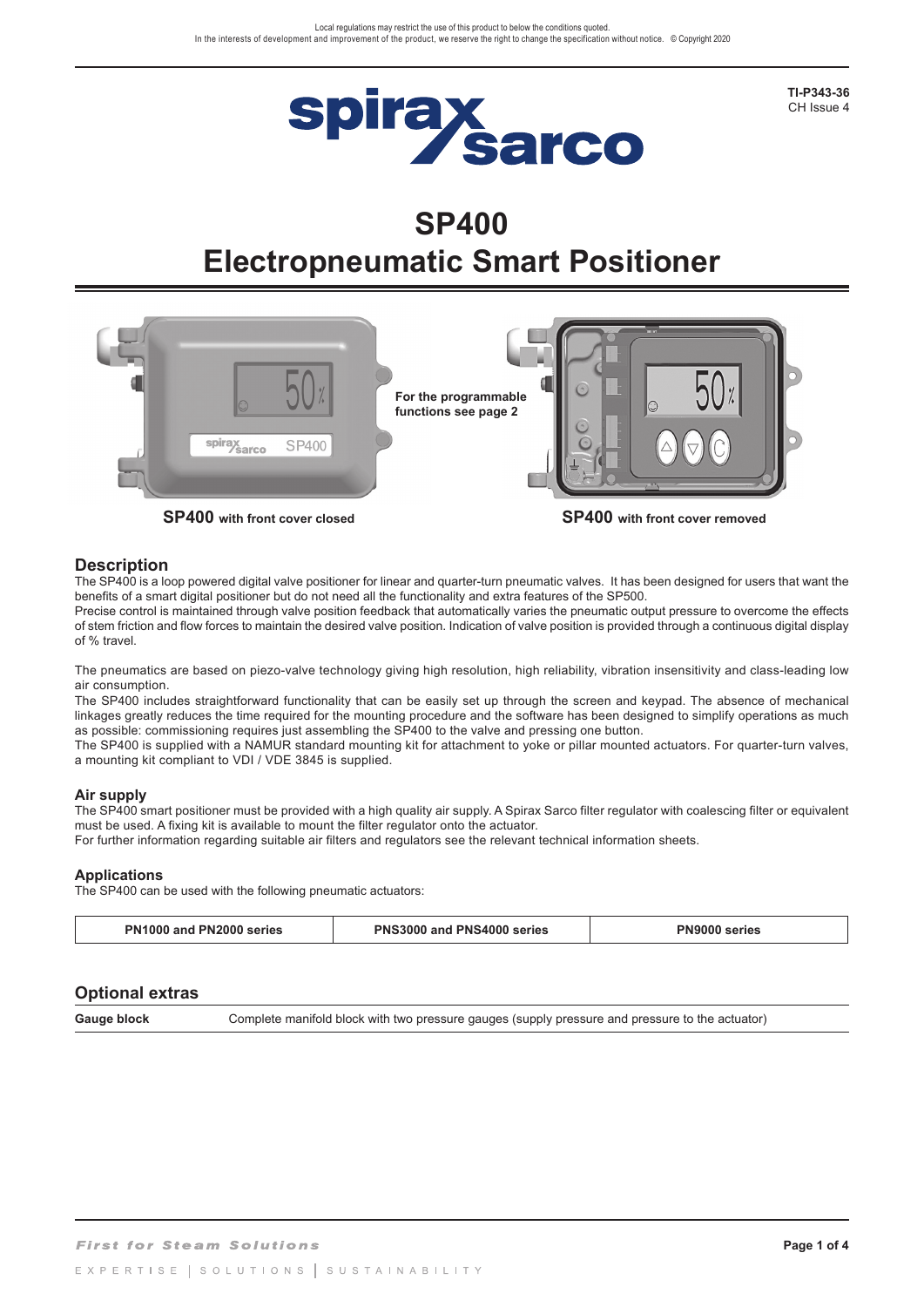Local regulations may restrict the use of this product to below the conditions quoted.
In the interests of development and improvement of the product, we reserve the right to change the specification without notice. © Copyright 2020

**TI-P343-36**
CH Issue 4

# SP400
# Electropneumatic Smart Positioner

**For the programmable functions see page 2**

**SP400** with front cover closed

**SP400** with front cover removed

## Description

The SP400 is a loop powered digital valve positioner for linear and quarter-turn pneumatic valves. It has been designed for users that want the benefits of a smart digital positioner but do not need all the functionality and extra features of the SP500.
Precise control is maintained through valve position feedback that automatically varies the pneumatic output pressure to overcome the effects of stem friction and flow forces to maintain the desired valve position. Indication of valve position is provided through a continuous digital display of % travel.

The pneumatics are based on piezo-valve technology giving high resolution, high reliability, vibration insensitivity and class-leading low air consumption.
The SP400 includes straightforward functionality that can be easily set up through the screen and keypad. The absence of mechanical linkages greatly reduces the time required for the mounting procedure and the software has been designed to simplify operations as much as possible: commissioning requires just assembling the SP400 to the valve and pressing one button.
The SP400 is supplied with a NAMUR standard mounting kit for attachment to yoke or pillar mounted actuators. For quarter-turn valves, a mounting kit compliant to VDI / VDE 3845 is supplied.

### Air supply

The SP400 smart positioner must be provided with a high quality air supply. A Spirax Sarco filter regulator with coalescing filter or equivalent must be used. A fixing kit is available to mount the filter regulator onto the actuator.
For further information regarding suitable air filters and regulators see the relevant technical information sheets.

### Applications

The SP400 can be used with the following pneumatic actuators:

| PN1000 and PN2000 series | PNS3000 and PNS4000 series | PN9000 series |
|---|---|---|

## Optional extras

| **Gauge block** | Complete manifold block with two pressure gauges (supply pressure and pressure to the actuator) |
|---|---|

*First for Steam Solutions*

EXPERTISE | SOLUTIONS | SUSTAINABILITY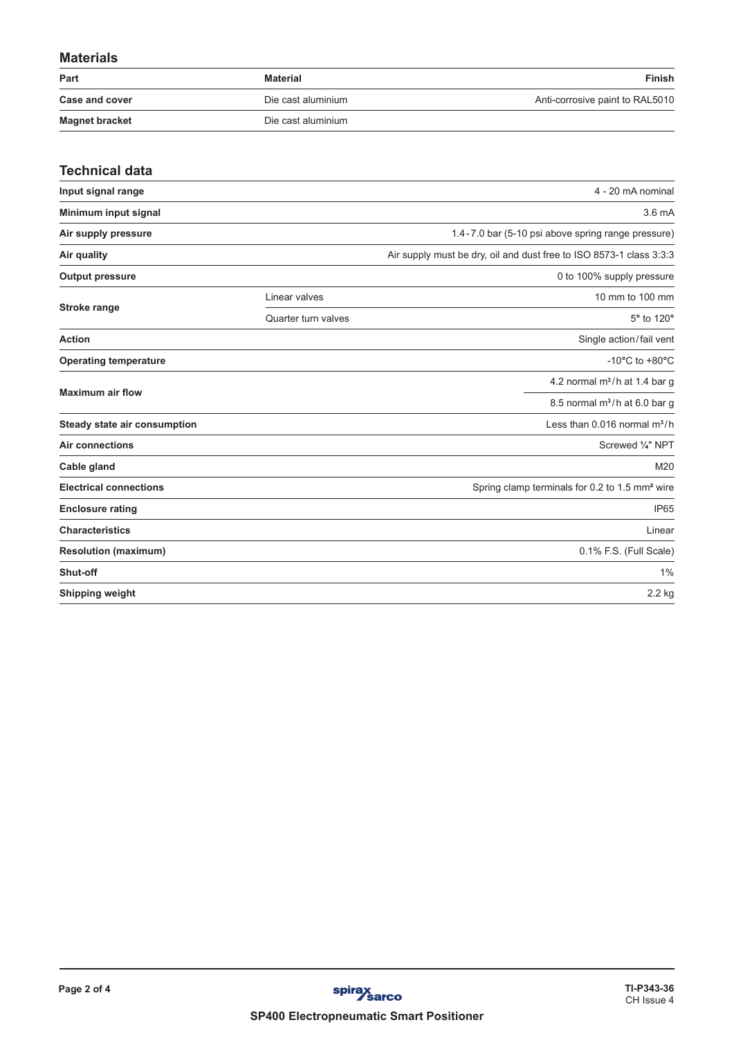## Materials

| Part | Material | Finish |
|---|---|---|
| **Case and cover** | Die cast aluminium | Anti-corrosive paint to RAL5010 |
| **Magnet bracket** | Die cast aluminium | |

## Technical data

| | | |
|---|---|---|
| **Input signal range** | | 4 - 20 mA nominal |
| **Minimum input signal** | | 3.6 mA |
| **Air supply pressure** | | 1.4 - 7.0 bar (5-10 psi above spring range pressure) |
| **Air quality** | | Air supply must be dry, oil and dust free to ISO 8573-1 class 3:3:3 |
| **Output pressure** | | 0 to 100% supply pressure |
| **Stroke range** | Linear valves | 10 mm to 100 mm |
| | Quarter turn valves | 5° to 120° |
| **Action** | | Single action / fail vent |
| **Operating temperature** | | -10°C to +80°C |
| **Maximum air flow** | | 4.2 normal $m^3/h$ at 1.4 bar g |
| | | 8.5 normal $m^3/h$ at 6.0 bar g |
| **Steady state air consumption** | | Less than 0.016 normal $m^3/h$ |
| **Air connections** | | Screwed ¼" NPT |
| **Cable gland** | | M20 |
| **Electrical connections** | | Spring clamp terminals for 0.2 to 1.5 $mm^2$ wire |
| **Enclosure rating** | | IP65 |
| **Characteristics** | | Linear |
| **Resolution (maximum)** | | 0.1% F.S. (Full Scale) |
| **Shut-off** | | 1% |
| **Shipping weight** | | 2.2 kg |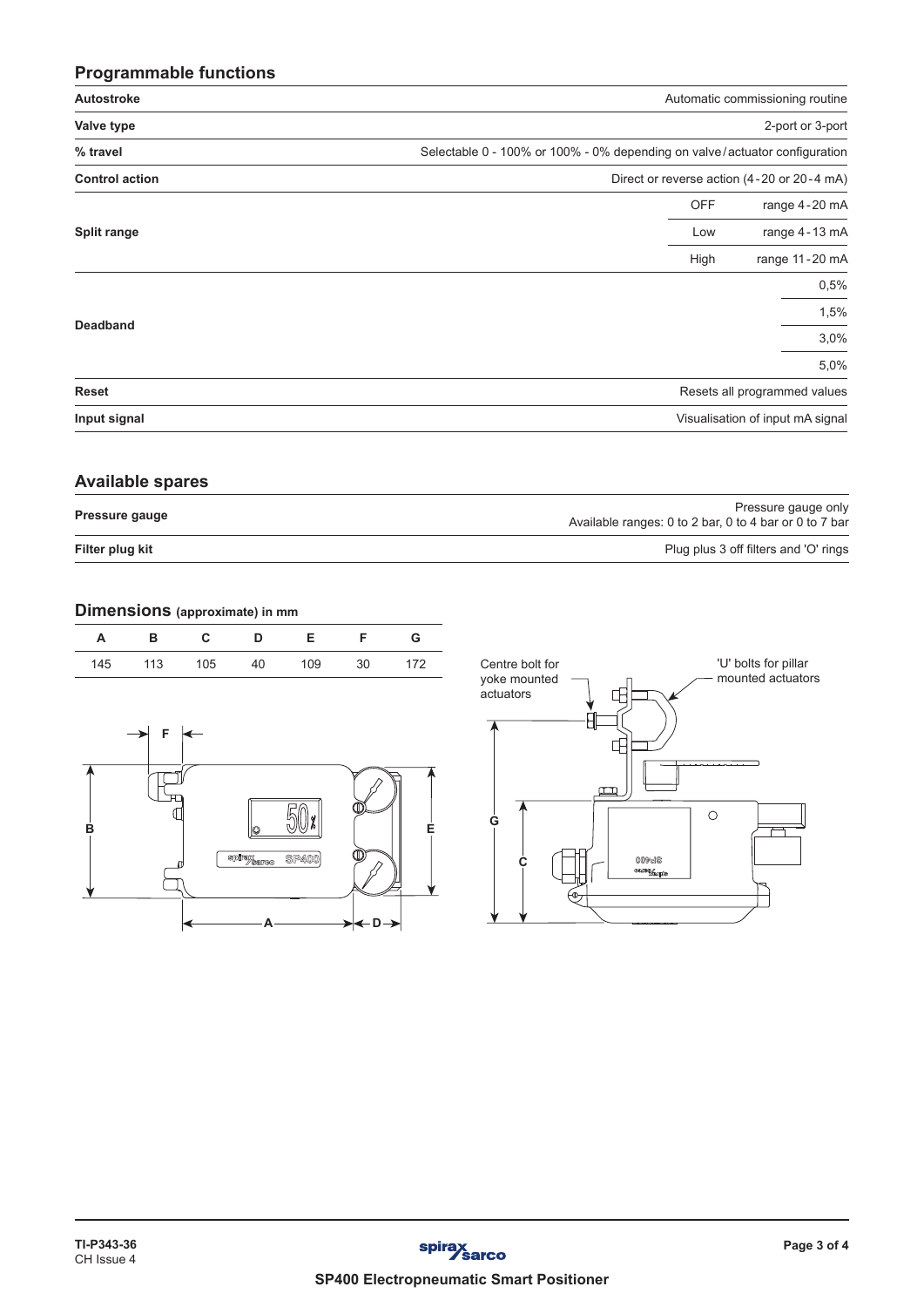## Programmable functions

| | | |
|---|---|---|
| **Autostroke** | | Automatic commissioning routine |
| **Valve type** | | 2-port or 3-port |
| **% travel** | | Selectable 0 - 100% or 100% - 0% depending on valve/actuator configuration |
| **Control action** | | Direct or reverse action (4-20 or 20-4 mA) |
| **Split range** | OFF | range 4-20 mA |
| | Low | range 4-13 mA |
| | High | range 11-20 mA |
| **Deadband** | | 0,5% |
| | | 1,5% |
| | | 3,0% |
| | | 5,0% |
| **Reset** | | Resets all programmed values |
| **Input signal** | | Visualisation of input mA signal |

## Available spares

| | |
|---|---|
| **Pressure gauge** | Pressure gauge only<br>Available ranges: 0 to 2 bar, 0 to 4 bar or 0 to 7 bar |
| **Filter plug kit** | Plug plus 3 off filters and 'O' rings |

## Dimensions (approximate) in mm

| A | B | C | D | E | F | G |
|---|---|---|---|---|---|---|
| 145 | 113 | 105 | 40 | 109 | 30 | 172 |

Centre bolt for yoke mounted actuators

'U' bolts for pillar mounted actuators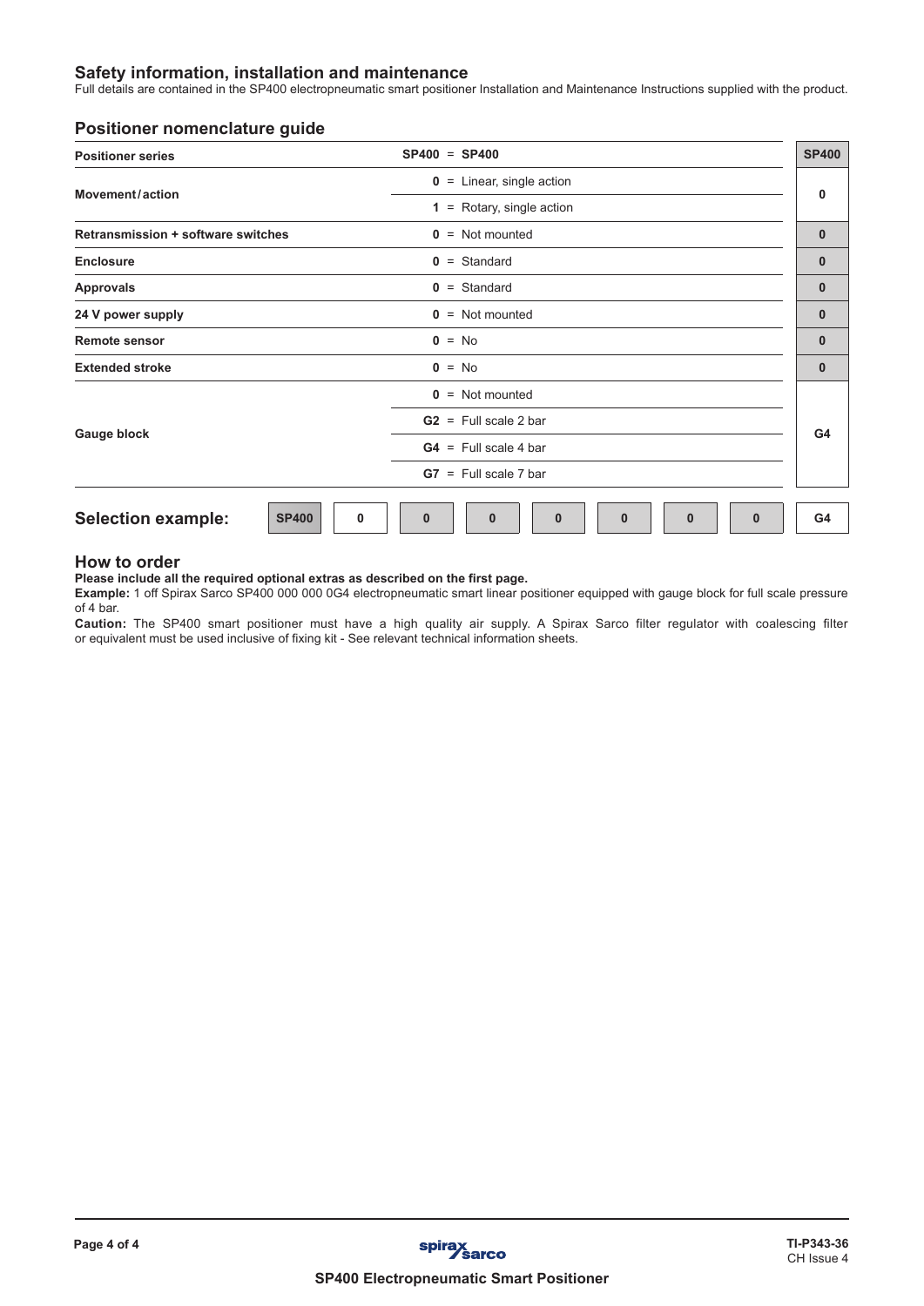## Safety information, installation and maintenance

Full details are contained in the SP400 electropneumatic smart positioner Installation and Maintenance Instructions supplied with the product.

## Positioner nomenclature guide

| | | |
|---|---|---|
| **Positioner series** | **SP400** = **SP400** | **SP400** |
| **Movement/action** | **0** = Linear, single action | **0** |
| | **1** = Rotary, single action | |
| **Retransmission + software switches** | **0** = Not mounted | **0** |
| **Enclosure** | **0** = Standard | **0** |
| **Approvals** | **0** = Standard | **0** |
| **24 V power supply** | **0** = Not mounted | **0** |
| **Remote sensor** | **0** = No | **0** |
| **Extended stroke** | **0** = No | **0** |
| **Gauge block** | **0** = Not mounted | **G4** |
| | **G2** = Full scale 2 bar | |
| | **G4** = Full scale 4 bar | |
| | **G7** = Full scale 7 bar | |

**Selection example:**

| | | | | | | | | |
|---|---|---|---|---|---|---|---|---|
| SP400 | 0 | 0 | 0 | 0 | 0 | 0 | 0 | G4 |

## How to order

**Please include all the required optional extras as described on the first page.**

**Example:** 1 off Spirax Sarco SP400 000 000 0G4 electropneumatic smart linear positioner equipped with gauge block for full scale pressure of 4 bar.

**Caution:** The SP400 smart positioner must have a high quality air supply. A Spirax Sarco filter regulator with coalescing filter or equivalent must be used inclusive of fixing kit - See relevant technical information sheets.